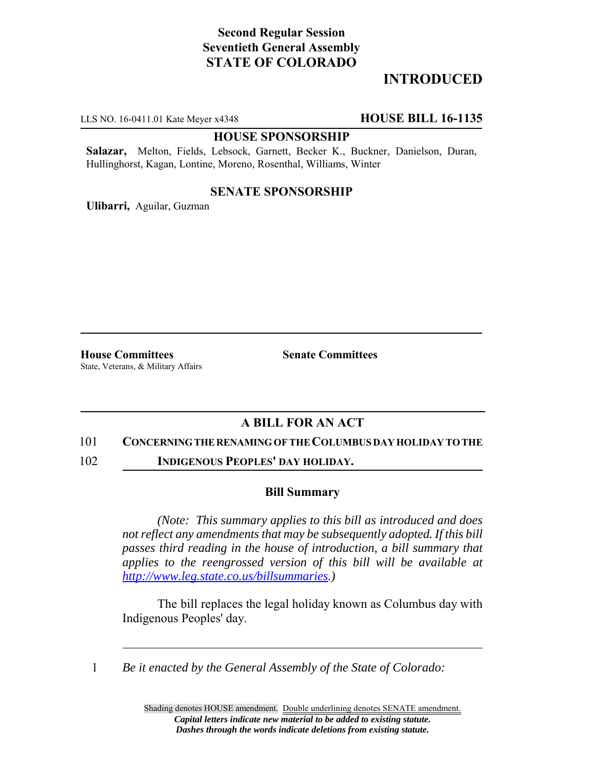**Second Regular Session**
**Seventieth General Assembly**
**STATE OF COLORADO**

# INTRODUCED

LLS NO. 16-0411.01 Kate Meyer x4348 **HOUSE BILL 16-1135**

**HOUSE SPONSORSHIP**

**Salazar,** Melton, Fields, Lebsock, Garnett, Becker K., Buckner, Danielson, Duran, Hullinghorst, Kagan, Lontine, Moreno, Rosenthal, Williams, Winter

**SENATE SPONSORSHIP**

**Ulibarri,** Aguilar, Guzman

**House Committees**
State, Veterans, & Military Affairs

**Senate Committees**

## A BILL FOR AN ACT

101 **CONCERNING THE RENAMING OF THE COLUMBUS DAY HOLIDAY TO THE**
102 **INDIGENOUS PEOPLES' DAY HOLIDAY.**

### Bill Summary

*(Note: This summary applies to this bill as introduced and does not reflect any amendments that may be subsequently adopted. If this bill passes third reading in the house of introduction, a bill summary that applies to the reengrossed version of this bill will be available at http://www.leg.state.co.us/billsummaries.)*

The bill replaces the legal holiday known as Columbus day with Indigenous Peoples' day.

1 *Be it enacted by the General Assembly of the State of Colorado:*

Shading denotes HOUSE amendment. Double underlining denotes SENATE amendment.
***Capital letters indicate new material to be added to existing statute.***
***Dashes through the words indicate deletions from existing statute.***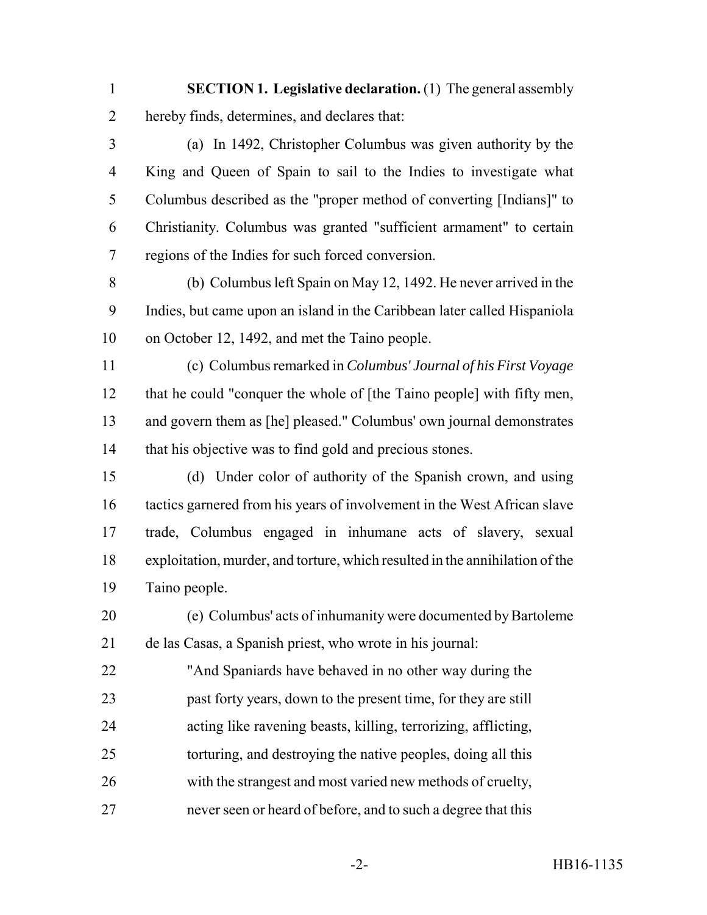**SECTION 1. Legislative declaration.** (1) The general assembly hereby finds, determines, and declares that:

(a) In 1492, Christopher Columbus was given authority by the King and Queen of Spain to sail to the Indies to investigate what Columbus described as the "proper method of converting [Indians]" to Christianity. Columbus was granted "sufficient armament" to certain regions of the Indies for such forced conversion.

(b) Columbus left Spain on May 12, 1492. He never arrived in the Indies, but came upon an island in the Caribbean later called Hispaniola on October 12, 1492, and met the Taino people.

(c) Columbus remarked in *Columbus' Journal of his First Voyage* that he could "conquer the whole of [the Taino people] with fifty men, and govern them as [he] pleased." Columbus' own journal demonstrates that his objective was to find gold and precious stones.

(d) Under color of authority of the Spanish crown, and using tactics garnered from his years of involvement in the West African slave trade, Columbus engaged in inhumane acts of slavery, sexual exploitation, murder, and torture, which resulted in the annihilation of the Taino people.

(e) Columbus' acts of inhumanity were documented by Bartoleme de las Casas, a Spanish priest, who wrote in his journal:

> "And Spaniards have behaved in no other way during the past forty years, down to the present time, for they are still acting like ravening beasts, killing, terrorizing, afflicting, torturing, and destroying the native peoples, doing all this with the strangest and most varied new methods of cruelty, never seen or heard of before, and to such a degree that this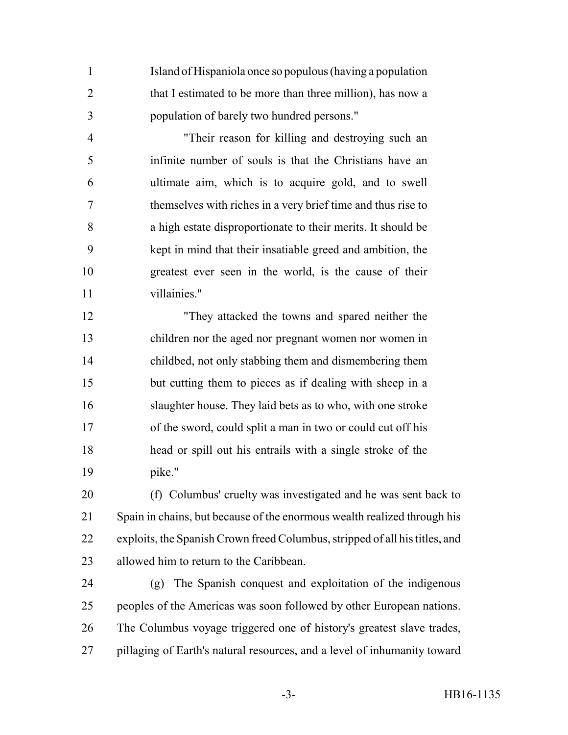Island of Hispaniola once so populous (having a population that I estimated to be more than three million), has now a population of barely two hundred persons."

"Their reason for killing and destroying such an infinite number of souls is that the Christians have an ultimate aim, which is to acquire gold, and to swell themselves with riches in a very brief time and thus rise to a high estate disproportionate to their merits. It should be kept in mind that their insatiable greed and ambition, the greatest ever seen in the world, is the cause of their villainies."

"They attacked the towns and spared neither the children nor the aged nor pregnant women nor women in childbed, not only stabbing them and dismembering them but cutting them to pieces as if dealing with sheep in a slaughter house. They laid bets as to who, with one stroke of the sword, could split a man in two or could cut off his head or spill out his entrails with a single stroke of the pike."

(f) Columbus' cruelty was investigated and he was sent back to Spain in chains, but because of the enormous wealth realized through his exploits, the Spanish Crown freed Columbus, stripped of all his titles, and allowed him to return to the Caribbean.

(g) The Spanish conquest and exploitation of the indigenous peoples of the Americas was soon followed by other European nations. The Columbus voyage triggered one of history's greatest slave trades, pillaging of Earth's natural resources, and a level of inhumanity toward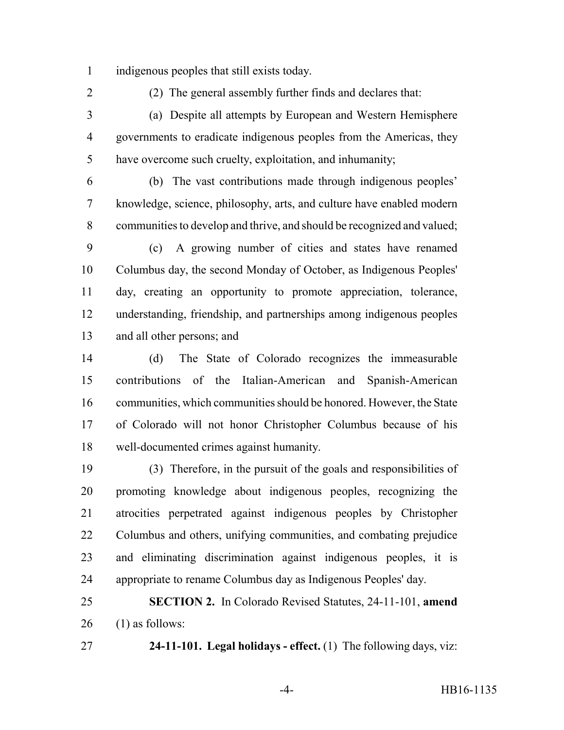indigenous peoples that still exists today.

(2) The general assembly further finds and declares that:

(a) Despite all attempts by European and Western Hemisphere governments to eradicate indigenous peoples from the Americas, they have overcome such cruelty, exploitation, and inhumanity;

(b) The vast contributions made through indigenous peoples' knowledge, science, philosophy, arts, and culture have enabled modern communities to develop and thrive, and should be recognized and valued;

(c) A growing number of cities and states have renamed Columbus day, the second Monday of October, as Indigenous Peoples' day, creating an opportunity to promote appreciation, tolerance, understanding, friendship, and partnerships among indigenous peoples and all other persons; and

(d) The State of Colorado recognizes the immeasurable contributions of the Italian-American and Spanish-American communities, which communities should be honored. However, the State of Colorado will not honor Christopher Columbus because of his well-documented crimes against humanity.

(3) Therefore, in the pursuit of the goals and responsibilities of promoting knowledge about indigenous peoples, recognizing the atrocities perpetrated against indigenous peoples by Christopher Columbus and others, unifying communities, and combating prejudice and eliminating discrimination against indigenous peoples, it is appropriate to rename Columbus day as Indigenous Peoples' day.

**SECTION 2.** In Colorado Revised Statutes, 24-11-101, **amend** (1) as follows:

**24-11-101. Legal holidays - effect.** (1) The following days, viz: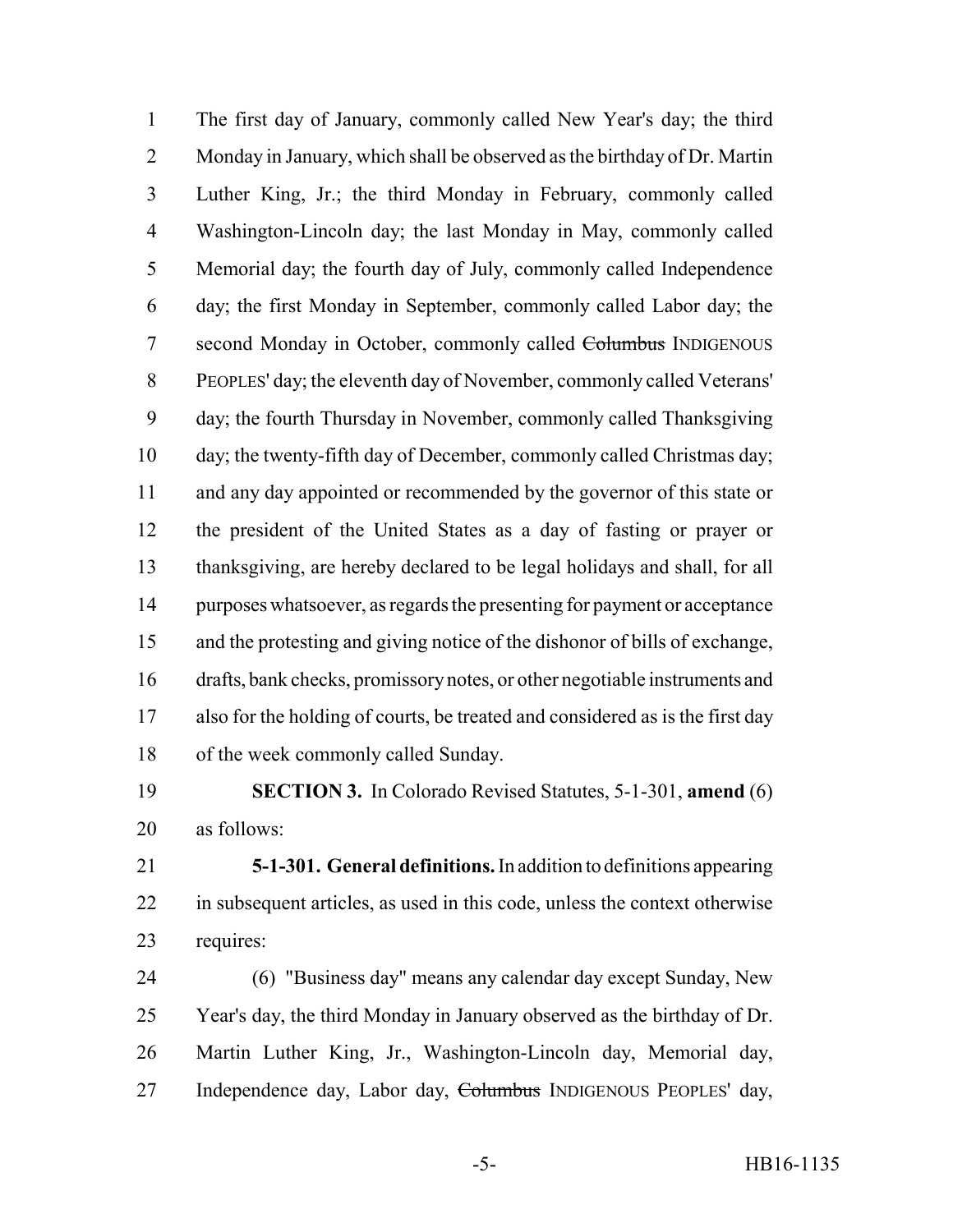The first day of January, commonly called New Year's day; the third Monday in January, which shall be observed as the birthday of Dr. Martin Luther King, Jr.; the third Monday in February, commonly called Washington-Lincoln day; the last Monday in May, commonly called Memorial day; the fourth day of July, commonly called Independence day; the first Monday in September, commonly called Labor day; the second Monday in October, commonly called ~~Columbus~~ INDIGENOUS PEOPLES' day; the eleventh day of November, commonly called Veterans' day; the fourth Thursday in November, commonly called Thanksgiving day; the twenty-fifth day of December, commonly called Christmas day; and any day appointed or recommended by the governor of this state or the president of the United States as a day of fasting or prayer or thanksgiving, are hereby declared to be legal holidays and shall, for all purposes whatsoever, as regards the presenting for payment or acceptance and the protesting and giving notice of the dishonor of bills of exchange, drafts, bank checks, promissory notes, or other negotiable instruments and also for the holding of courts, be treated and considered as is the first day of the week commonly called Sunday.

**SECTION 3.** In Colorado Revised Statutes, 5-1-301, **amend** (6) as follows:

**5-1-301. General definitions.** In addition to definitions appearing in subsequent articles, as used in this code, unless the context otherwise requires:

(6) "Business day" means any calendar day except Sunday, New Year's day, the third Monday in January observed as the birthday of Dr. Martin Luther King, Jr., Washington-Lincoln day, Memorial day, Independence day, Labor day, ~~Columbus~~ INDIGENOUS PEOPLES' day,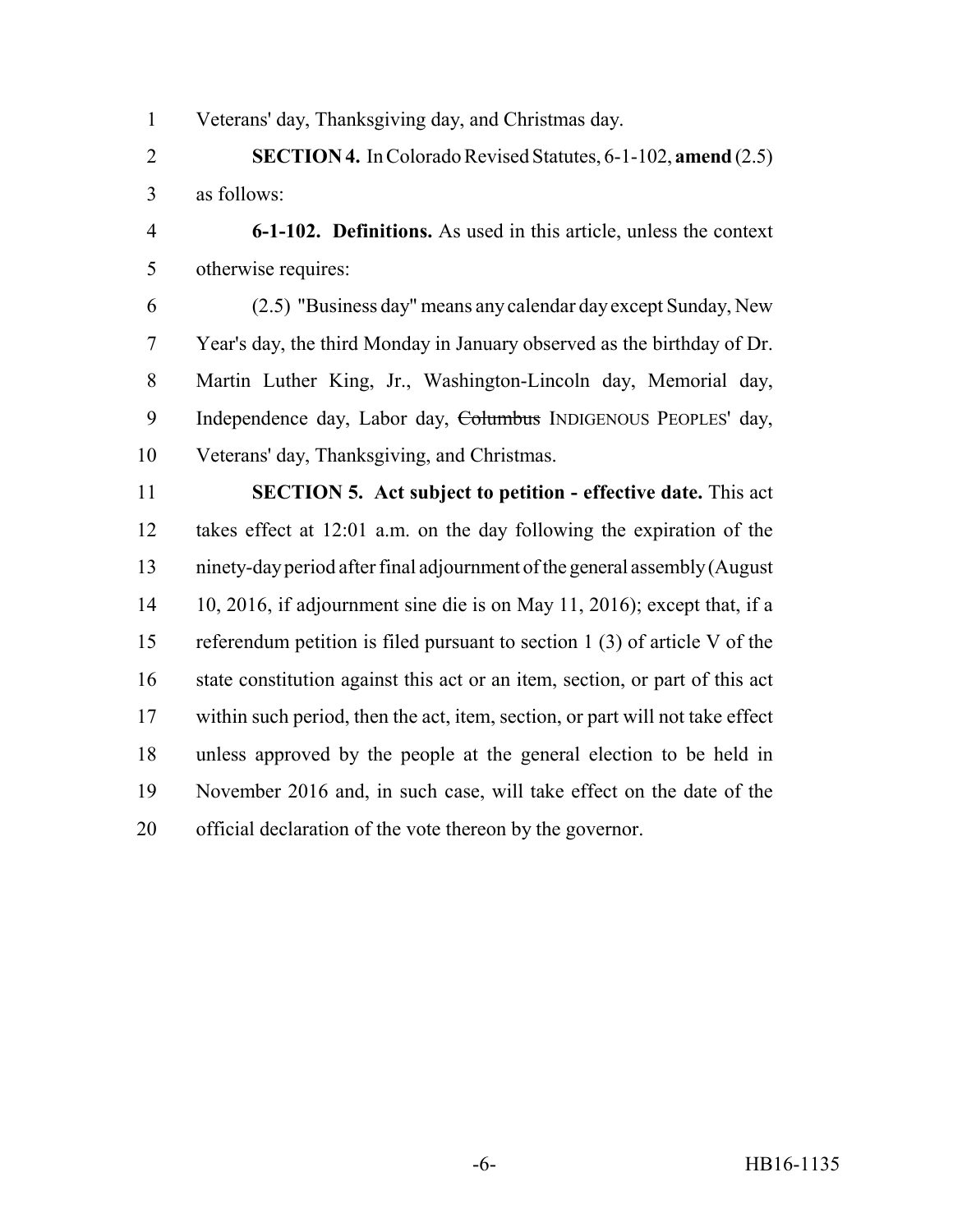Veterans' day, Thanksgiving day, and Christmas day.

**SECTION 4.** In Colorado Revised Statutes, 6-1-102, **amend** (2.5) as follows:

**6-1-102. Definitions.** As used in this article, unless the context otherwise requires:

(2.5) "Business day" means any calendar day except Sunday, New Year's day, the third Monday in January observed as the birthday of Dr. Martin Luther King, Jr., Washington-Lincoln day, Memorial day, Independence day, Labor day, ~~Columbus~~ INDIGENOUS PEOPLES' day, Veterans' day, Thanksgiving, and Christmas.

**SECTION 5. Act subject to petition - effective date.** This act takes effect at 12:01 a.m. on the day following the expiration of the ninety-day period after final adjournment of the general assembly (August 10, 2016, if adjournment sine die is on May 11, 2016); except that, if a referendum petition is filed pursuant to section 1 (3) of article V of the state constitution against this act or an item, section, or part of this act within such period, then the act, item, section, or part will not take effect unless approved by the people at the general election to be held in November 2016 and, in such case, will take effect on the date of the official declaration of the vote thereon by the governor.